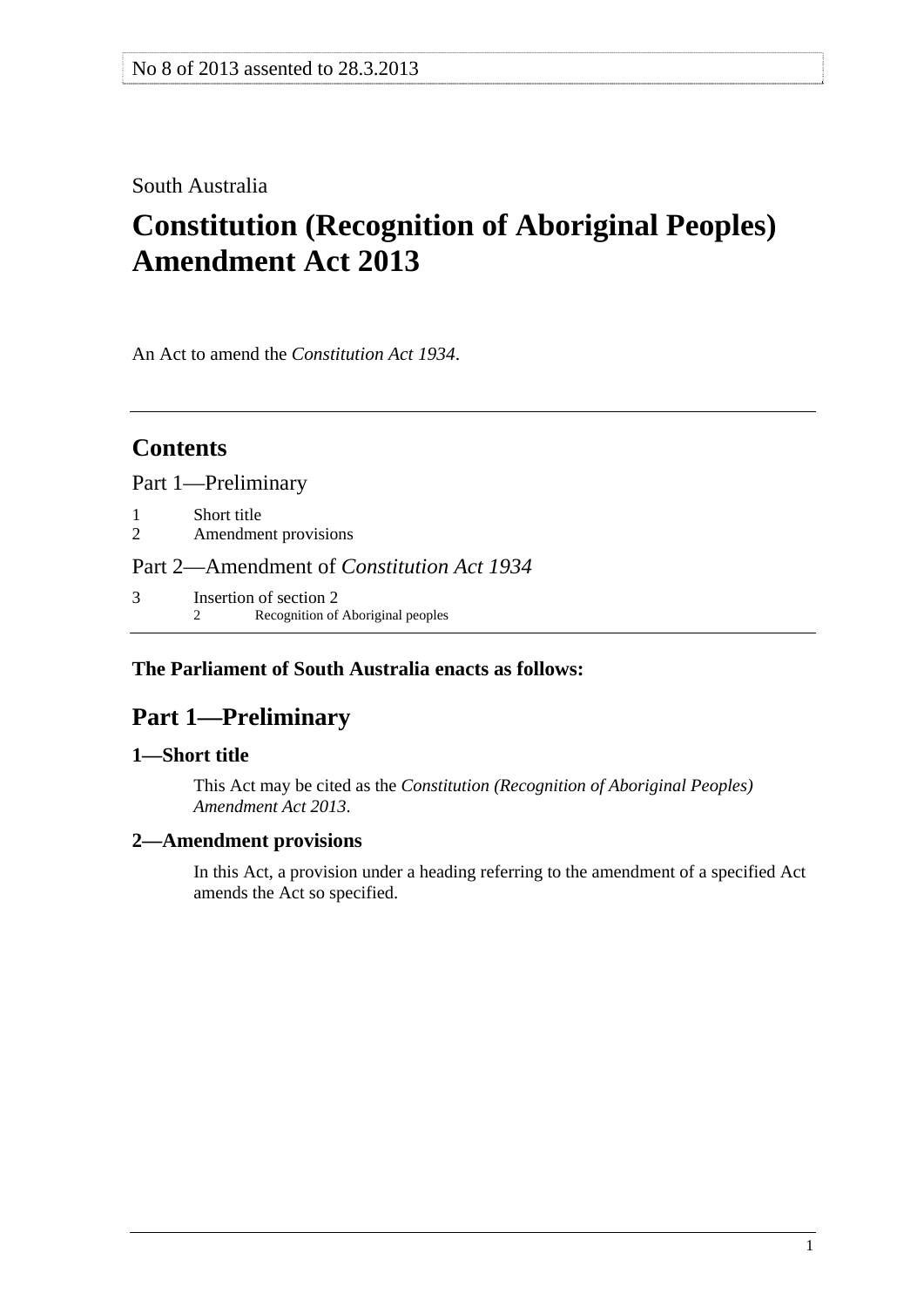No 8 of 2013 assented to 28.3.2013

South Australia

# Constitution (Recognition of Aboriginal Peoples) Amendment Act 2013

An Act to amend the *Constitution Act 1934*.

## Contents

Part 1—Preliminary

1 Short title
2 Amendment provisions

Part 2—Amendment of *Constitution Act 1934*

3 Insertion of section 2
  2 Recognition of Aboriginal peoples

**The Parliament of South Australia enacts as follows:**

## Part 1—Preliminary

### 1—Short title

This Act may be cited as the *Constitution (Recognition of Aboriginal Peoples) Amendment Act 2013*.

### 2—Amendment provisions

In this Act, a provision under a heading referring to the amendment of a specified Act amends the Act so specified.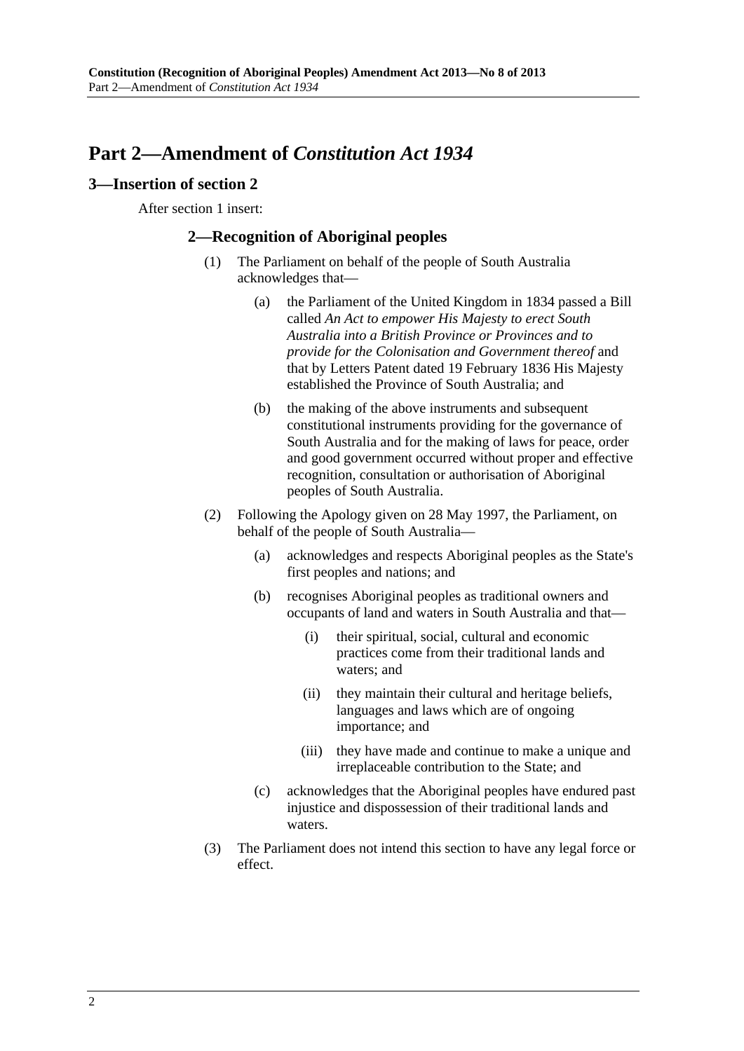# Part 2—Amendment of *Constitution Act 1934*

## 3—Insertion of section 2

After section 1 insert:

### 2—Recognition of Aboriginal peoples

(1) The Parliament on behalf of the people of South Australia acknowledges that—

(a) the Parliament of the United Kingdom in 1834 passed a Bill called *An Act to empower His Majesty to erect South Australia into a British Province or Provinces and to provide for the Colonisation and Government thereof* and that by Letters Patent dated 19 February 1836 His Majesty established the Province of South Australia; and

(b) the making of the above instruments and subsequent constitutional instruments providing for the governance of South Australia and for the making of laws for peace, order and good government occurred without proper and effective recognition, consultation or authorisation of Aboriginal peoples of South Australia.

(2) Following the Apology given on 28 May 1997, the Parliament, on behalf of the people of South Australia—

(a) acknowledges and respects Aboriginal peoples as the State's first peoples and nations; and

(b) recognises Aboriginal peoples as traditional owners and occupants of land and waters in South Australia and that—

(i) their spiritual, social, cultural and economic practices come from their traditional lands and waters; and

(ii) they maintain their cultural and heritage beliefs, languages and laws which are of ongoing importance; and

(iii) they have made and continue to make a unique and irreplaceable contribution to the State; and

(c) acknowledges that the Aboriginal peoples have endured past injustice and dispossession of their traditional lands and waters.

(3) The Parliament does not intend this section to have any legal force or effect.